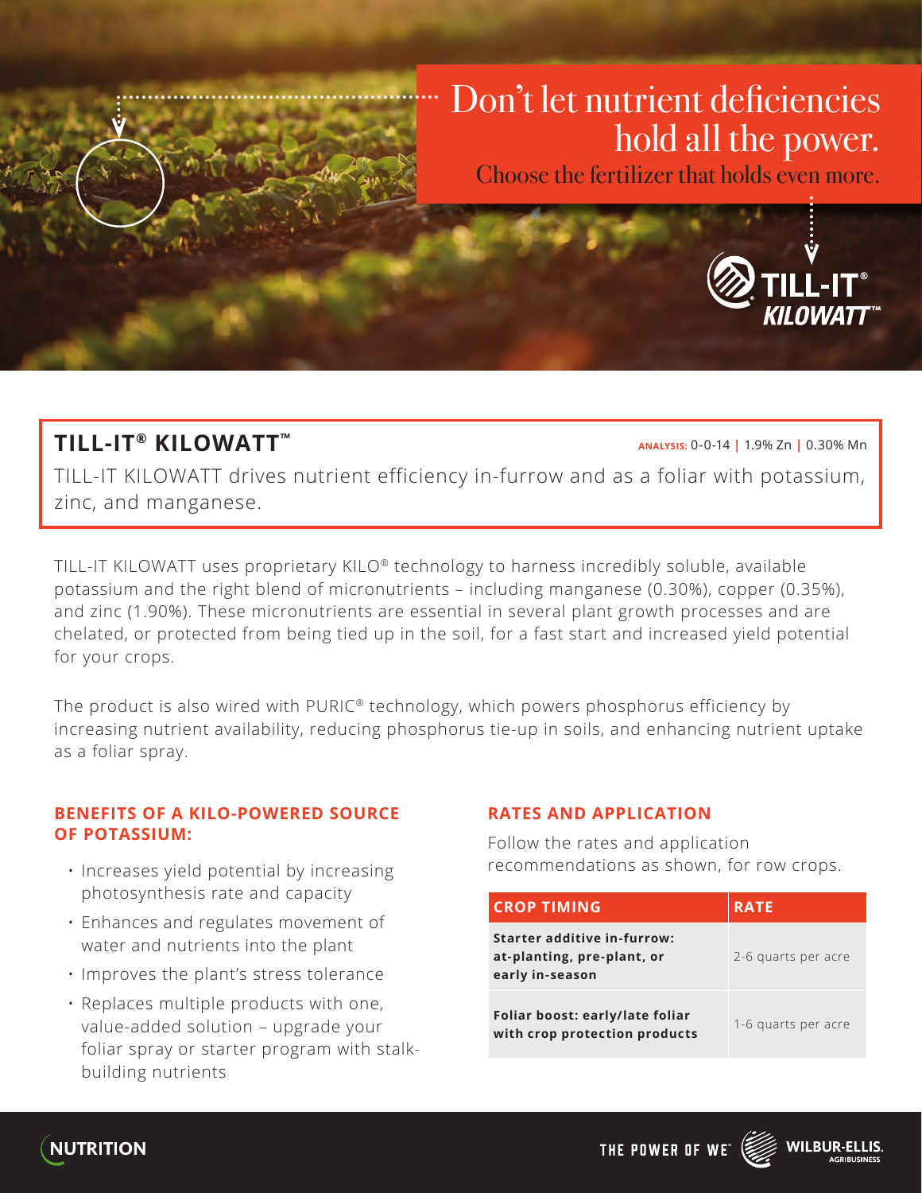Don't let nutrient deficiencies hold all the power.

Choose the fertilizer that holds even more.

TILL-IT® KILOWATT™

## TILL-IT® KILOWATT™

**ANALYSIS:** 0-0-14 | 1.9% Zn | 0.30% Mn

TILL-IT KILOWATT drives nutrient efficiency in-furrow and as a foliar with potassium, zinc, and manganese.

TILL-IT KILOWATT uses proprietary KILO® technology to harness incredibly soluble, available potassium and the right blend of micronutrients – including manganese (0.30%), copper (0.35%), and zinc (1.90%). These micronutrients are essential in several plant growth processes and are chelated, or protected from being tied up in the soil, for a fast start and increased yield potential for your crops.

The product is also wired with PURIC® technology, which powers phosphorus efficiency by increasing nutrient availability, reducing phosphorus tie-up in soils, and enhancing nutrient uptake as a foliar spray.

### BENEFITS OF A KILO-POWERED SOURCE OF POTASSIUM:

- Increases yield potential by increasing photosynthesis rate and capacity
- Enhances and regulates movement of water and nutrients into the plant
- Improves the plant's stress tolerance
- Replaces multiple products with one, value-added solution – upgrade your foliar spray or starter program with stalk-building nutrients

### RATES AND APPLICATION

Follow the rates and application recommendations as shown, for row crops.

| CROP TIMING | RATE |
|---|---|
| **Starter additive in-furrow: at-planting, pre-plant, or early in-season** | 2-6 quarts per acre |
| **Foliar boost: early/late foliar with crop protection products** | 1-6 quarts per acre |

NUTRITION

THE POWER OF WE™ WILBUR-ELLIS. AGRIBUSINESS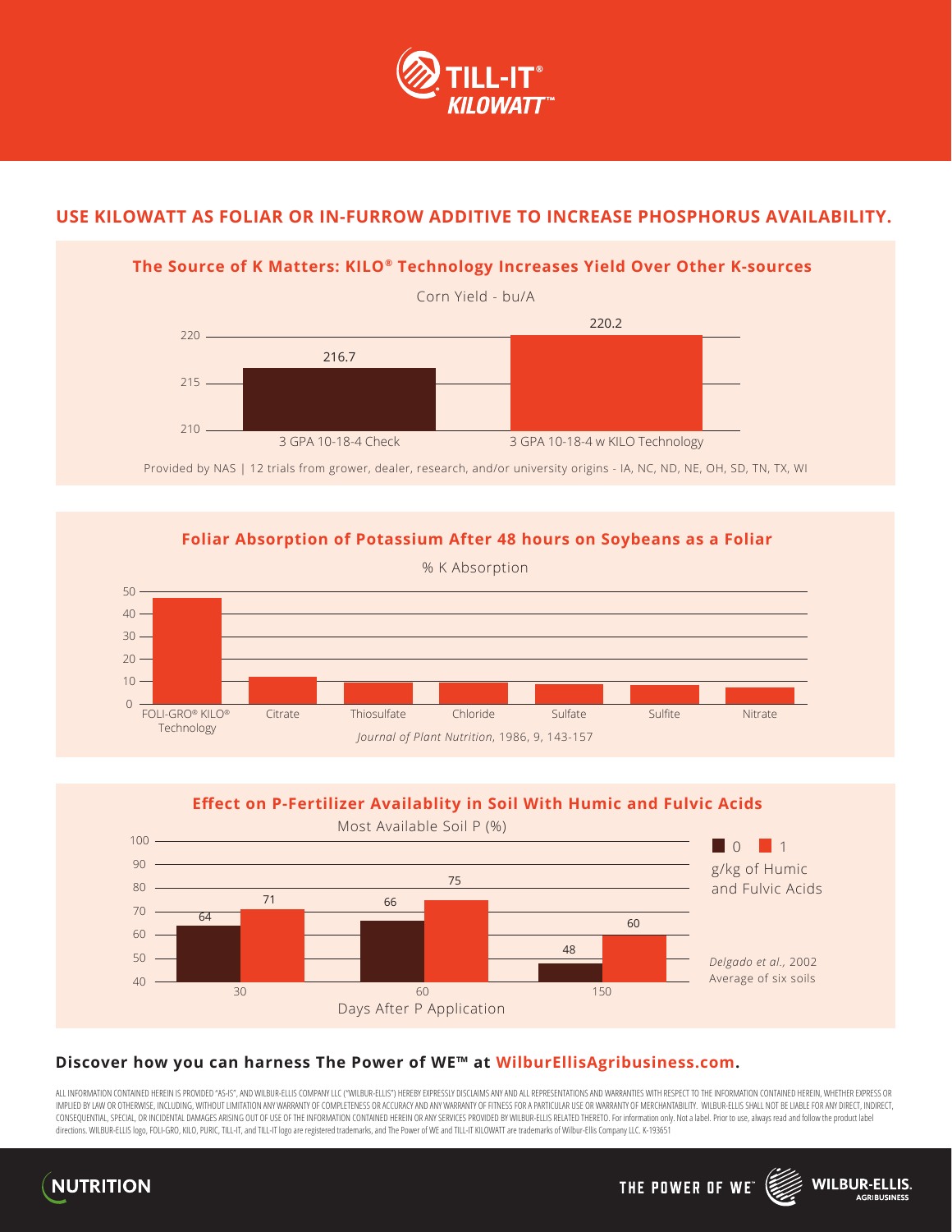TILL-IT® KILOWATT™

## USE KILOWATT AS FOLIAR OR IN-FURROW ADDITIVE TO INCREASE PHOSPHORUS AVAILABILITY.

### The Source of K Matters: KILO® Technology Increases Yield Over Other K-sources

Corn Yield - bu/A

220
215
210

216.7
220.2

3 GPA 10-18-4 Check
3 GPA 10-18-4 w KILO Technology

Provided by NAS | 12 trials from grower, dealer, research, and/or university origins - IA, NC, ND, NE, OH, SD, TN, TX, WI

### Foliar Absorption of Potassium After 48 hours on Soybeans as a Foliar

% K Absorption

50
40
30
20
10
0

FOLI-GRO® KILO® Technology
Citrate
Thiosulfate
Chloride
Sulfate
Sulfite
Nitrate

*Journal of Plant Nutrition*, 1986, 9, 143-157

### Effect on P-Fertilizer Availablity in Soil With Humic and Fulvic Acids

Most Available Soil P (%)

100
90
80
70
60
50
40

64
71
66
75
48
60

30
60
150

Days After P Application

0 1 g/kg of Humic and Fulvic Acids

*Delgado et al.*, 2002
Average of six soils

**Discover how you can harness The Power of WE™ at WilburEllisAgribusiness.com.**

ALL INFORMATION CONTAINED HEREIN IS PROVIDED "AS-IS", AND WILBUR-ELLIS COMPANY LLC ("WILBUR-ELLIS") HEREBY EXPRESSLY DISCLAIMS ANY AND ALL REPRESENTATIONS AND WARRANTIES WITH RESPECT TO THE INFORMATION CONTAINED HEREIN, WHETHER EXPRESS OR IMPLIED BY LAW OR OTHERWISE, INCLUDING, WITHOUT LIMITATION ANY WARRANTY OF COMPLETENESS OR ACCURACY AND ANY WARRANTY OF FITNESS FOR A PARTICULAR USE OR WARRANTY OF MERCHANTABILITY. WILBUR-ELLIS SHALL NOT BE LIABLE FOR ANY DIRECT, INDIRECT, CONSEQUENTIAL, SPECIAL, OR INCIDENTAL DAMAGES ARISING OUT OF USE OF THE INFORMATION CONTAINED HEREIN OR ANY SERVICES PROVIDED BY WILBUR-ELLIS RELATED THERETO. For information only. Not a label. Prior to use, always read and follow the product label directions. WILBUR-ELLIS logo, FOLI-GRO, KILO, PURIC, TILL-IT, and TILL-IT logo are registered trademarks, and The Power of WE and TILL-IT KILOWATT are trademarks of Wilbur-Ellis Company LLC. K-193651

NUTRITION

THE POWER OF WE™ WILBUR-ELLIS. AGRIBUSINESS